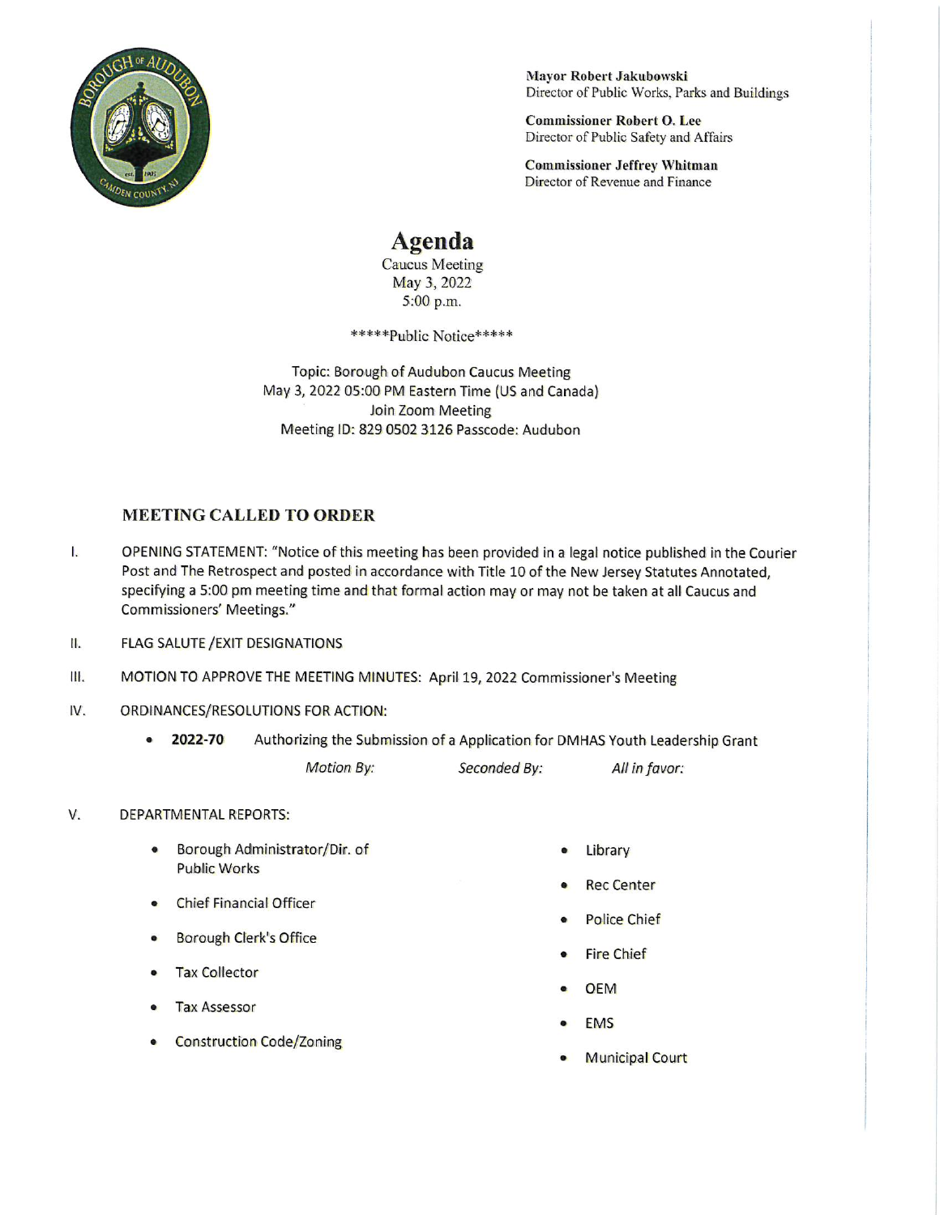**Mayor Robert Jakubowski**
Director of Public Works, Parks and Buildings

**Commissioner Robert O. Lee**
Director of Public Safety and Affairs

**Commissioner Jeffrey Whitman**
Director of Revenue and Finance

# Agenda

Caucus Meeting
May 3, 2022
5:00 p.m.

*****Public Notice*****

Topic: Borough of Audubon Caucus Meeting
May 3, 2022 05:00 PM Eastern Time (US and Canada)
Join Zoom Meeting
Meeting ID: 829 0502 3126 Passcode: Audubon

## MEETING CALLED TO ORDER

I. OPENING STATEMENT: "Notice of this meeting has been provided in a legal notice published in the Courier Post and The Retrospect and posted in accordance with Title 10 of the New Jersey Statutes Annotated, specifying a 5:00 pm meeting time and that formal action may or may not be taken at all Caucus and Commissioners' Meetings."

II. FLAG SALUTE /EXIT DESIGNATIONS

III. MOTION TO APPROVE THE MEETING MINUTES: April 19, 2022 Commissioner's Meeting

IV. ORDINANCES/RESOLUTIONS FOR ACTION:

- **2022-70** Authorizing the Submission of a Application for DMHAS Youth Leadership Grant

  *Motion By:* *Seconded By:* *All in favor:*

V. DEPARTMENTAL REPORTS:

- Borough Administrator/Dir. of Public Works
- Chief Financial Officer
- Borough Clerk's Office
- Tax Collector
- Tax Assessor
- Construction Code/Zoning
- Library
- Rec Center
- Police Chief
- Fire Chief
- OEM
- EMS
- Municipal Court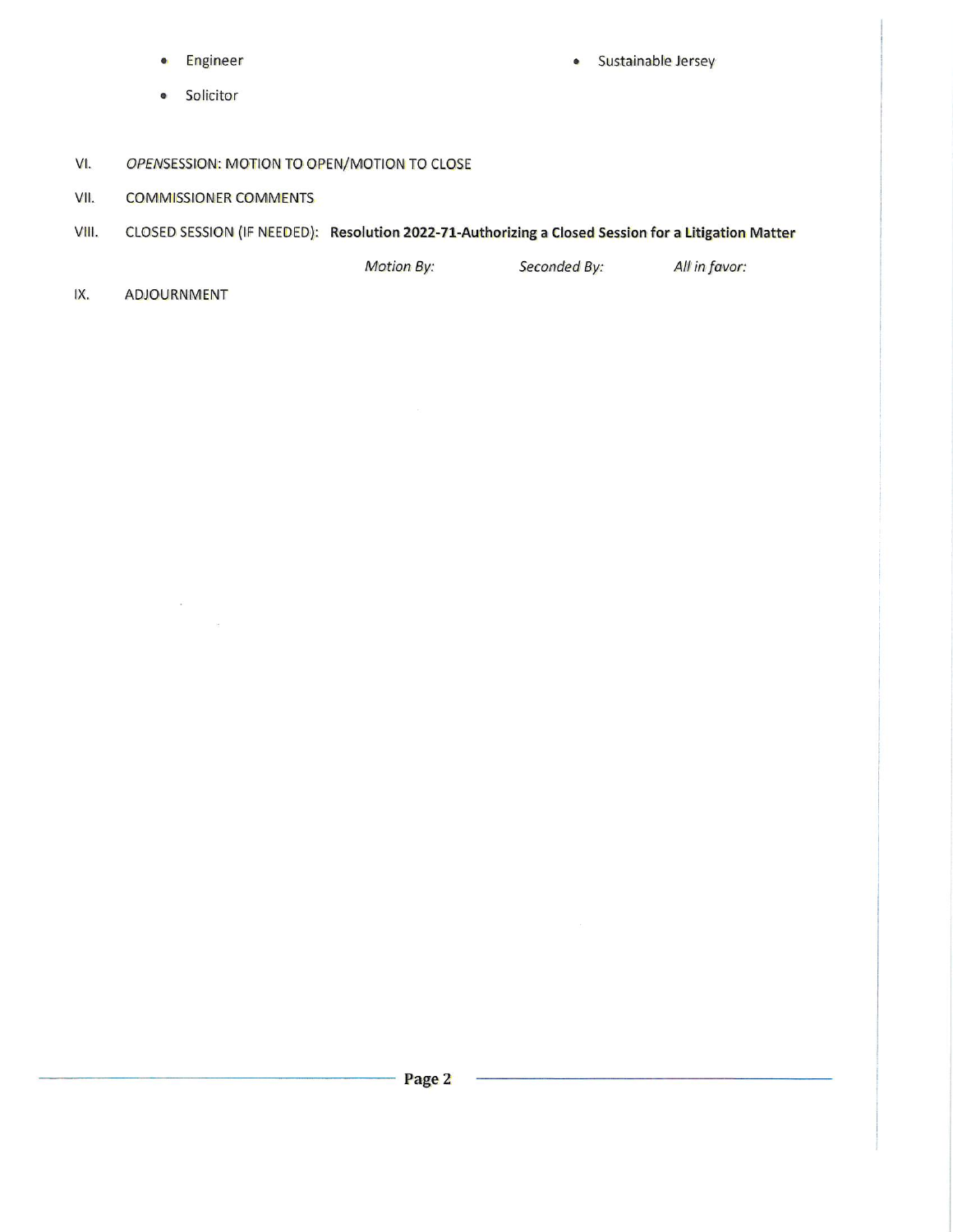- Engineer
- Solicitor
- Sustainable Jersey

VI. *OPEN*SESSION: MOTION TO OPEN/MOTION TO CLOSE

VII. COMMISSIONER COMMENTS

VIII. CLOSED SESSION (IF NEEDED): **Resolution 2022-71-Authorizing a Closed Session for a Litigation Matter**

*Motion By:* *Seconded By:* *All in favor:*

IX. ADJOURNMENT